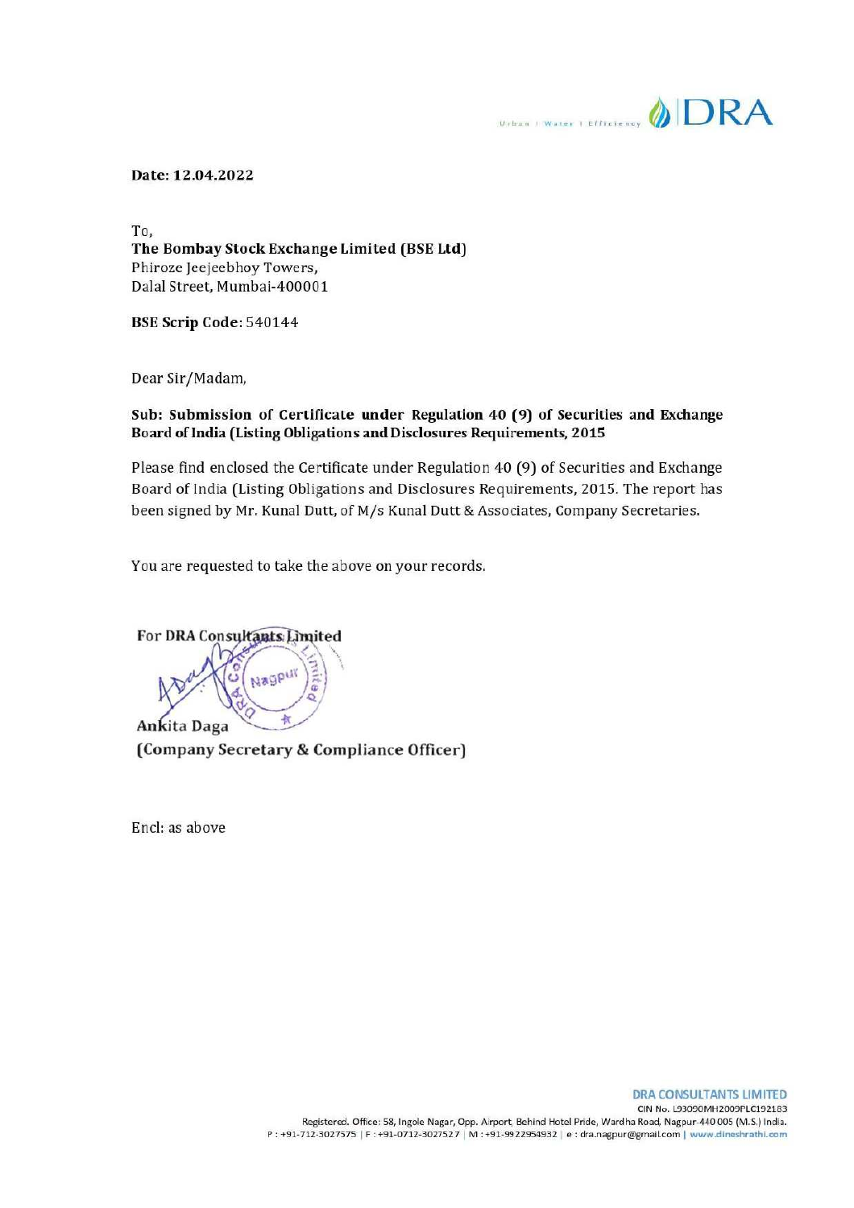Urban | Water | Efficiency DRA

**Date: 12.04.2022**

To,
**The Bombay Stock Exchange Limited (BSE Ltd)**
Phiroze Jeejeebhoy Towers,
Dalal Street, Mumbai-400001

**BSE Scrip Code**: 540144

Dear Sir/Madam,

**Sub: Submission of Certificate under Regulation 40 (9) of Securities and Exchange Board of India (Listing Obligations and Disclosures Requirements, 2015**

Please find enclosed the Certificate under Regulation 40 (9) of Securities and Exchange Board of India (Listing Obligations and Disclosures Requirements, 2015. The report has been signed by Mr. Kunal Dutt, of M/s Kunal Dutt & Associates, Company Secretaries.

You are requested to take the above on your records.

**For DRA Consultants Limited**

**Ankita Daga**
**(Company Secretary & Compliance Officer)**

Encl: as above

**DRA CONSULTANTS LIMITED**
CIN No. L93090MH2009PLC192183
Registered. Office: 58, Ingole Nagar, Opp. Airport, Behind Hotel Pride, Wardha Road, Nagpur-440 005 (M.S.) India.
P : +91-712-3027575 | F : +91-0712-3027527 | M : +91-9922954932 | e : dra.nagpur@gmail.com | www.dineshrathi.com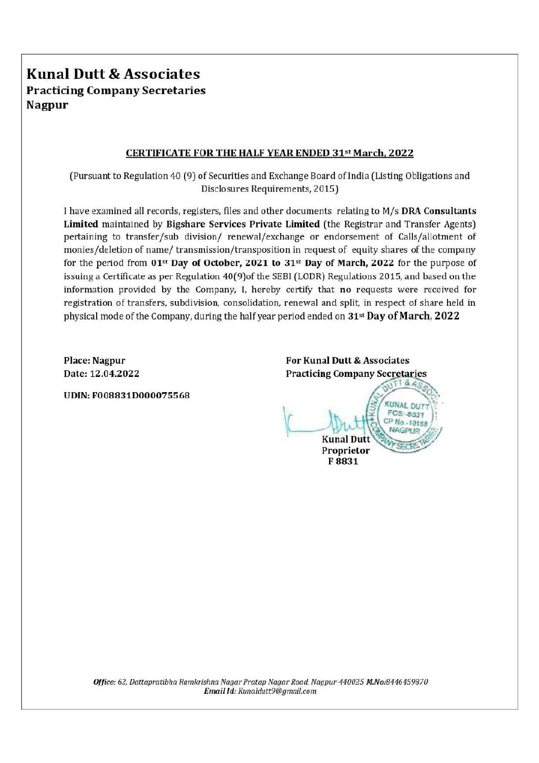# Kunal Dutt & Associates

**Practicing Company Secretaries**
**Nagpur**

**CERTIFICATE FOR THE HALF YEAR ENDED 31st March, 2022**

(Pursuant to Regulation 40 (9) of Securities and Exchange Board of India (Listing Obligations and Disclosures Requirements, 2015)

I have examined all records, registers, files and other documents relating to M/s **DRA Consultants Limited** maintained by **Bigshare Services Private Limited** (the Registrar and Transfer Agents) pertaining to transfer/sub division/ renewal/exchange or endorsement of Calls/allotment of monies/deletion of name/ transmission/transposition in request of equity shares of the company for the period from **01st Day of October, 2021 to 31st Day of March, 2022** for the purpose of issuing a Certificate as per Regulation 40(9)of the SEBI (LODR) Regulations 2015, and based on the information provided by the Company, I, hereby certify that **no** requests were received for registration of transfers, subdivision, consolidation, renewal and split, in respect of share held in physical mode of the Company, during the half year period ended on **31st Day of March, 2022**

**Place: Nagpur**
**Date: 12.04.2022**

**UDIN: F008831D000075568**

**For Kunal Dutt & Associates**
**Practicing Company Secretaries**

KUNAL DUTT
FCS:-8831
CP No.-10188
NAGPUR

**Kunal Dutt**
**Proprietor**
**F 8831**

***Office:*** *62, Dattapratibha Ramkrishna Nagar Pratap Nagar Road, Nagpur-440025* ***M.No:****8446459870*
***Email Id:*** *Kunaldutt9@gmail.com*